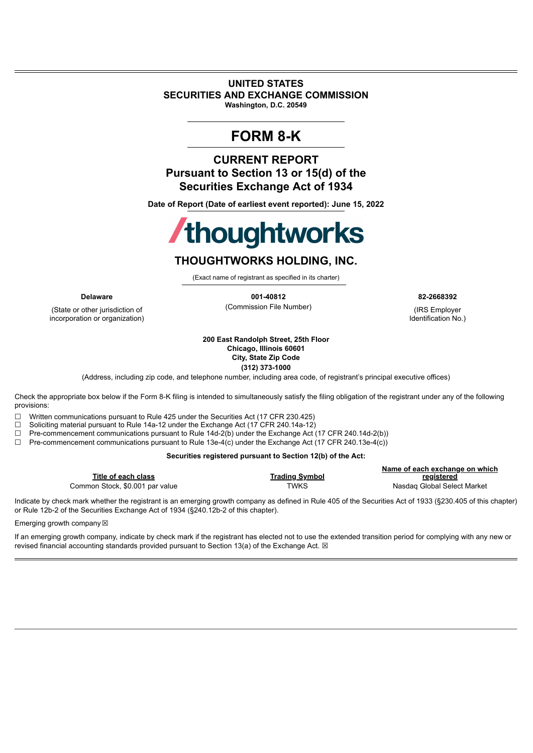# UNITED STATES
# SECURITIES AND EXCHANGE COMMISSION
**Washington, D.C. 20549**

# FORM 8-K

## CURRENT REPORT
## Pursuant to Section 13 or 15(d) of the Securities Exchange Act of 1934

**Date of Report (Date of earliest event reported): June 15, 2022**

thoughtworks

## THOUGHTWORKS HOLDING, INC.

(Exact name of registrant as specified in its charter)

| **Delaware** | **001-40812** | **82-2668392** |
|---|---|---|
| (State or other jurisdiction of incorporation or organization) | (Commission File Number) | (IRS Employer Identification No.) |

**200 East Randolph Street, 25th Floor**
**Chicago, Illinois 60601**
**City, State Zip Code**
**(312) 373-1000**

(Address, including zip code, and telephone number, including area code, of registrant's principal executive offices)

Check the appropriate box below if the Form 8-K filing is intended to simultaneously satisfy the filing obligation of the registrant under any of the following provisions:

☐ Written communications pursuant to Rule 425 under the Securities Act (17 CFR 230.425)
☐ Soliciting material pursuant to Rule 14a-12 under the Exchange Act (17 CFR 240.14a-12)
☐ Pre-commencement communications pursuant to Rule 14d-2(b) under the Exchange Act (17 CFR 240.14d-2(b))
☐ Pre-commencement communications pursuant to Rule 13e-4(c) under the Exchange Act (17 CFR 240.13e-4(c))

**Securities registered pursuant to Section 12(b) of the Act:**

| Title of each class | Trading Symbol | Name of each exchange on which registered |
|---|---|---|
| Common Stock, $0.001 par value | TWKS | Nasdaq Global Select Market |

Indicate by check mark whether the registrant is an emerging growth company as defined in Rule 405 of the Securities Act of 1933 (§230.405 of this chapter) or Rule 12b-2 of the Securities Exchange Act of 1934 (§240.12b-2 of this chapter).

Emerging growth company ☒

If an emerging growth company, indicate by check mark if the registrant has elected not to use the extended transition period for complying with any new or revised financial accounting standards provided pursuant to Section 13(a) of the Exchange Act. ☒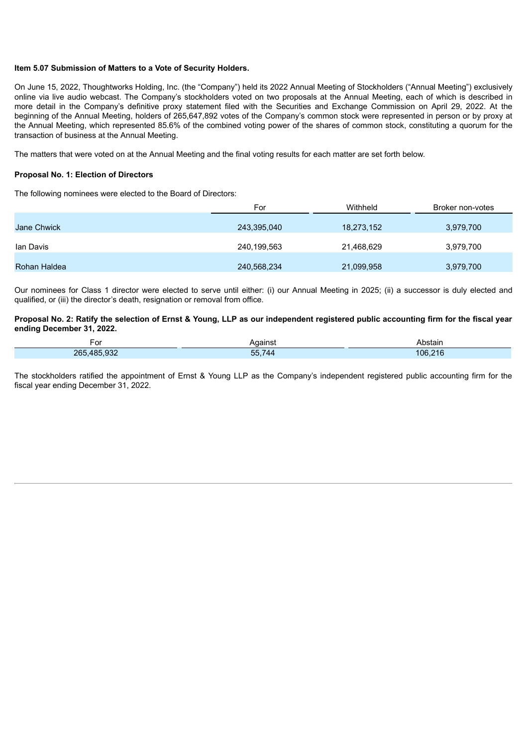**Item 5.07 Submission of Matters to a Vote of Security Holders.**

On June 15, 2022, Thoughtworks Holding, Inc. (the "Company") held its 2022 Annual Meeting of Stockholders ("Annual Meeting") exclusively online via live audio webcast. The Company's stockholders voted on two proposals at the Annual Meeting, each of which is described in more detail in the Company's definitive proxy statement filed with the Securities and Exchange Commission on April 29, 2022. At the beginning of the Annual Meeting, holders of 265,647,892 votes of the Company's common stock were represented in person or by proxy at the Annual Meeting, which represented 85.6% of the combined voting power of the shares of common stock, constituting a quorum for the transaction of business at the Annual Meeting.

The matters that were voted on at the Annual Meeting and the final voting results for each matter are set forth below.

**Proposal No. 1: Election of Directors**

The following nominees were elected to the Board of Directors:

| | For | Withheld | Broker non-votes |
|---|---|---|---|
| Jane Chwick | 243,395,040 | 18,273,152 | 3,979,700 |
| Ian Davis | 240,199,563 | 21,468,629 | 3,979,700 |
| Rohan Haldea | 240,568,234 | 21,099,958 | 3,979,700 |

Our nominees for Class 1 director were elected to serve until either: (i) our Annual Meeting in 2025; (ii) a successor is duly elected and qualified, or (iii) the director's death, resignation or removal from office.

**Proposal No. 2: Ratify the selection of Ernst & Young, LLP as our independent registered public accounting firm for the fiscal year ending December 31, 2022.**

| For | Against | Abstain |
|---|---|---|
| 265,485,932 | 55,744 | 106,216 |

The stockholders ratified the appointment of Ernst & Young LLP as the Company's independent registered public accounting firm for the fiscal year ending December 31, 2022.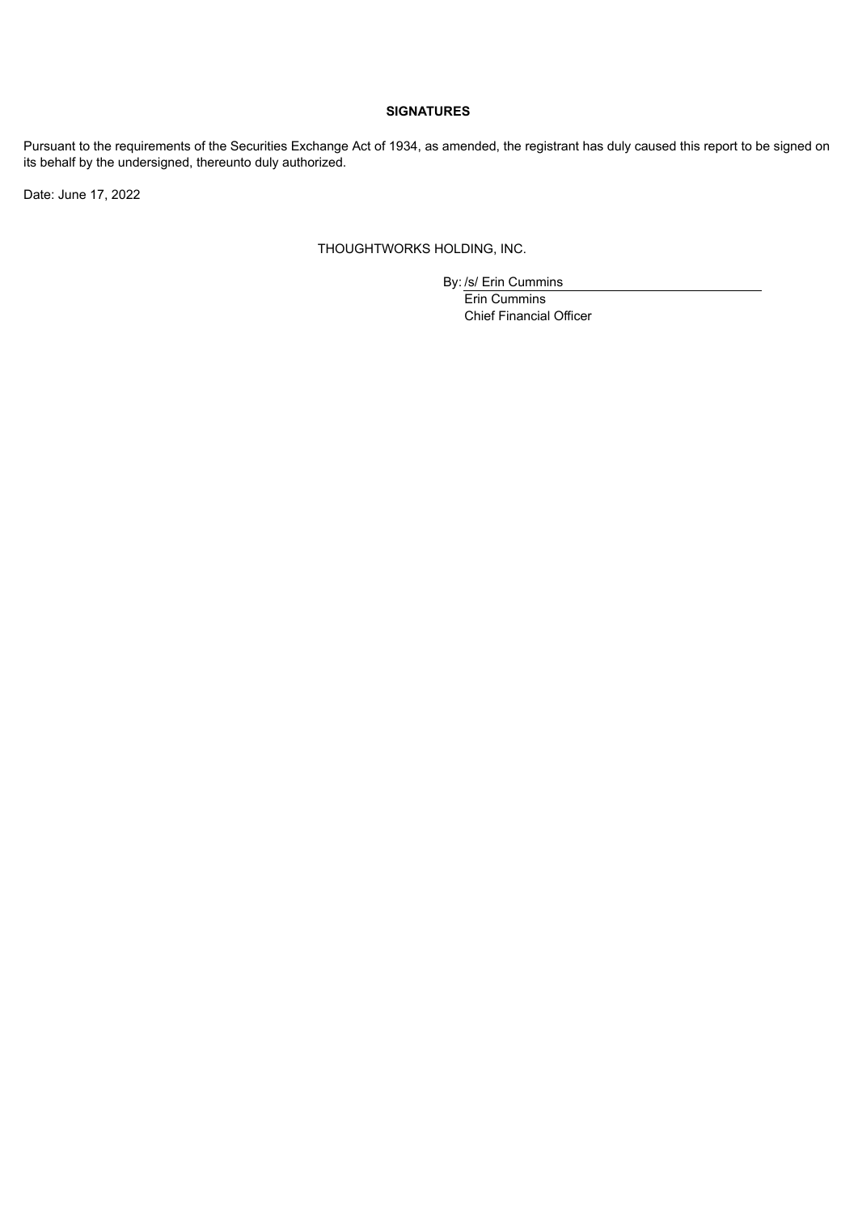**SIGNATURES**

Pursuant to the requirements of the Securities Exchange Act of 1934, as amended, the registrant has duly caused this report to be signed on its behalf by the undersigned, thereunto duly authorized.

Date: June 17, 2022

THOUGHTWORKS HOLDING, INC.

By: /s/ Erin Cummins
Erin Cummins
Chief Financial Officer